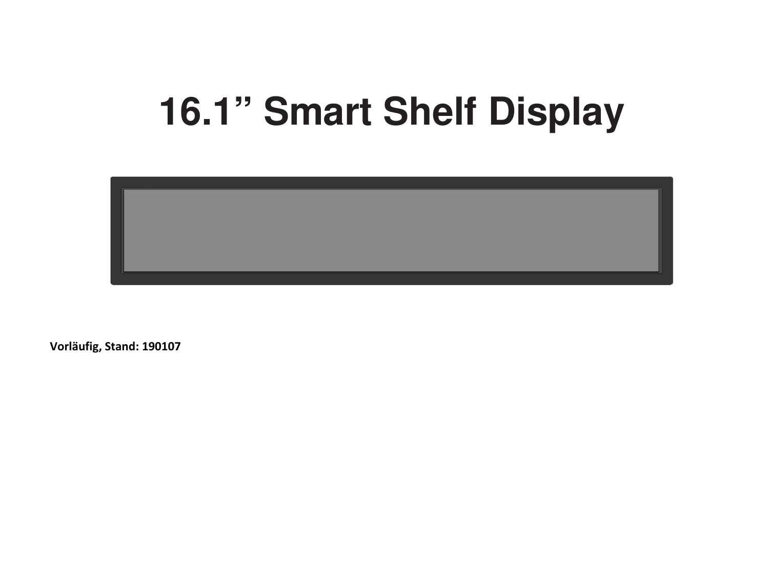# 16.1" Smart Shelf Display

**Vorläufig, Stand: 190107**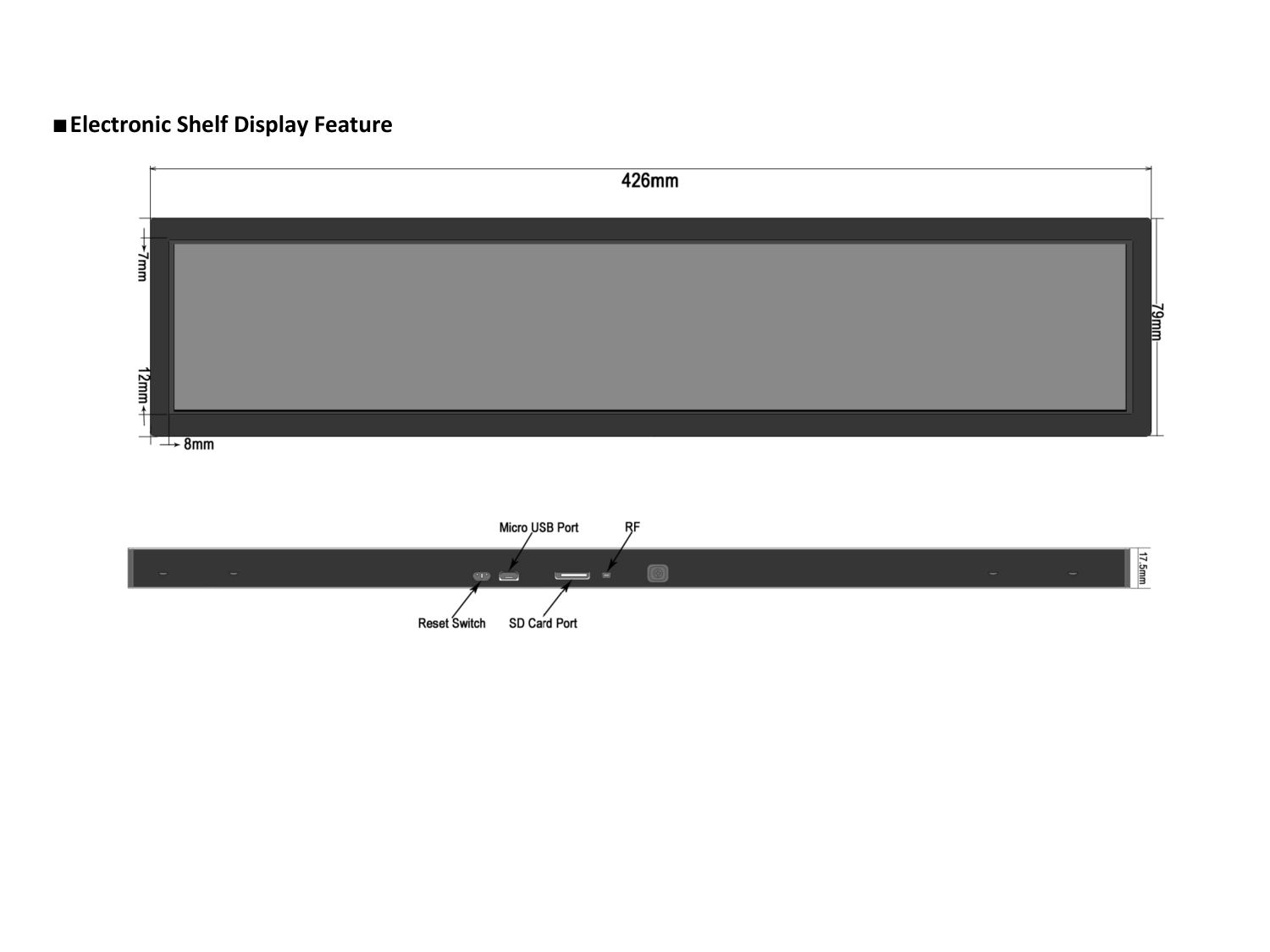## ■ Electronic Shelf Display Feature

426mm

7mm

12mm

8mm

79mm

Micro USB Port

RF

Reset Switch

SD Card Port

17.5mm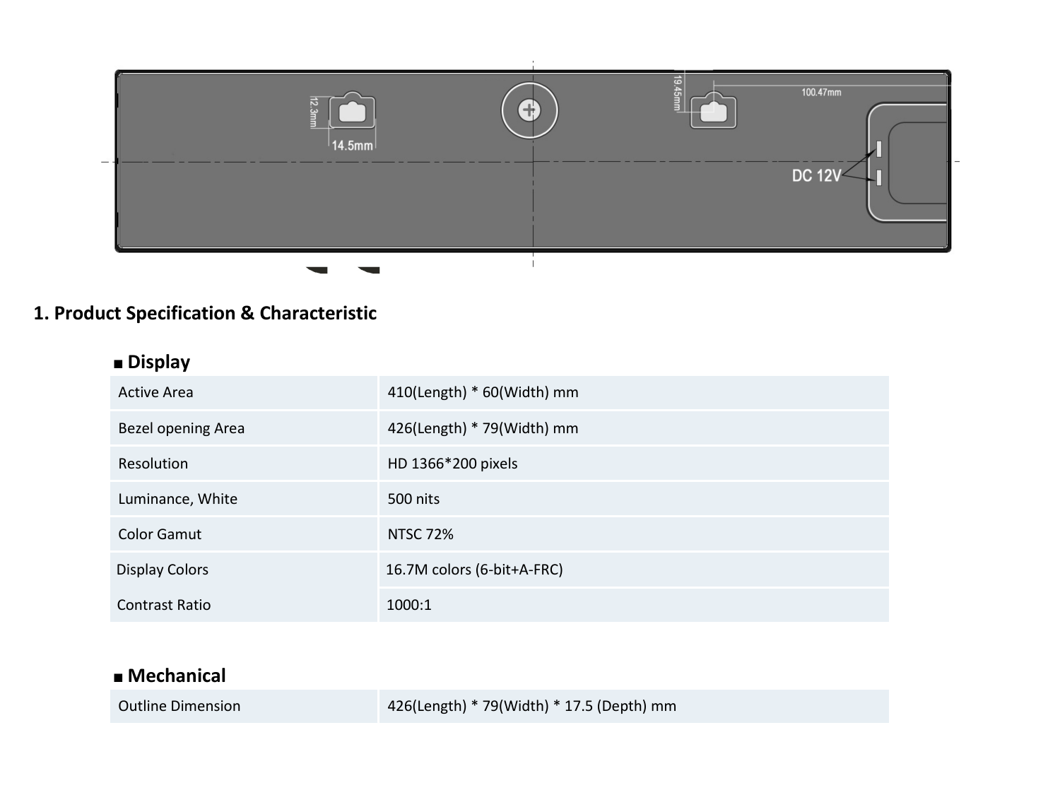## 1. Product Specification & Characteristic

### ■ Display

| Active Area | 410(Length) * 60(Width) mm |
|---|---|
| Bezel opening Area | 426(Length) * 79(Width) mm |
| Resolution | HD 1366*200 pixels |
| Luminance, White | 500 nits |
| Color Gamut | NTSC 72% |
| Display Colors | 16.7M colors (6-bit+A-FRC) |
| Contrast Ratio | 1000:1 |

### ■ Mechanical

| Outline Dimension | 426(Length) * 79(Width) * 17.5 (Depth) mm |
|---|---|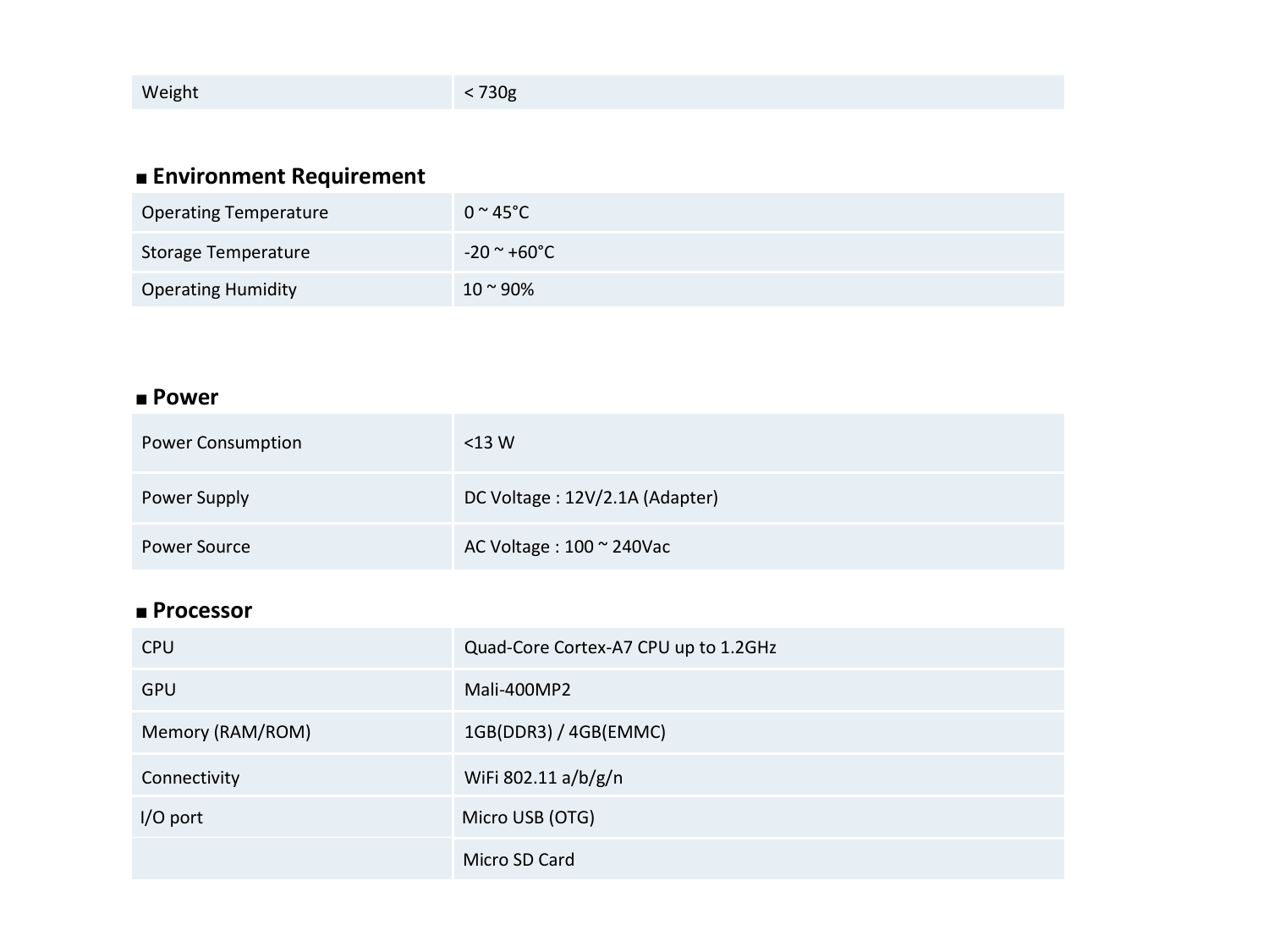| Weight | < 730g |
|---|---|

## ■ Environment Requirement

| Operating Temperature | 0 ~ 45°C |
|---|---|
| Storage Temperature | -20 ~ +60°C |
| Operating Humidity | 10 ~ 90% |

## ■ Power

| Power Consumption | <13 W |
|---|---|
| Power Supply | DC Voltage : 12V/2.1A (Adapter) |
| Power Source | AC Voltage : 100 ~ 240Vac |

## ■ Processor

| CPU | Quad-Core Cortex-A7 CPU up to 1.2GHz |
|---|---|
| GPU | Mali-400MP2 |
| Memory (RAM/ROM) | 1GB(DDR3) / 4GB(EMMC) |
| Connectivity | WiFi 802.11 a/b/g/n |
| I/O port | Micro USB (OTG) |
| | Micro SD Card |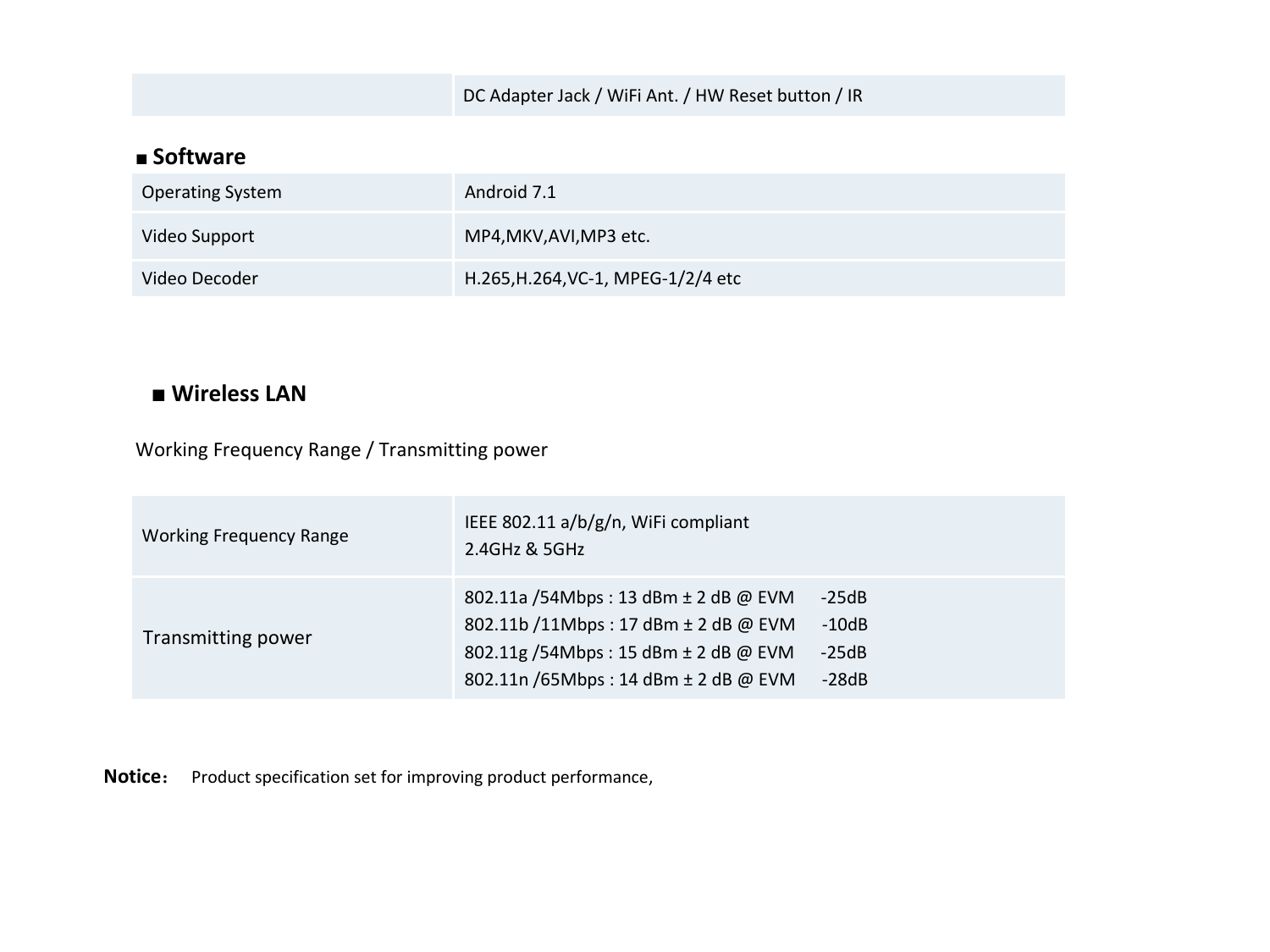| | |
|---|---|
| | DC Adapter Jack / WiFi Ant. / HW Reset button / IR |

## ■ Software

| | |
|---|---|
| Operating System | Android 7.1 |
| Video Support | MP4,MKV,AVI,MP3 etc. |
| Video Decoder | H.265,H.264,VC-1, MPEG-1/2/4 etc |

## ■ Wireless LAN

Working Frequency Range / Transmitting power

| | |
|---|---|
| Working Frequency Range | IEEE 802.11 a/b/g/n, WiFi compliant<br>2.4GHz & 5GHz |
| Transmitting power | 802.11a /54Mbps : 13 dBm ± 2 dB @ EVM -25dB<br>802.11b /11Mbps : 17 dBm ± 2 dB @ EVM -10dB<br>802.11g /54Mbps : 15 dBm ± 2 dB @ EVM -25dB<br>802.11n /65Mbps : 14 dBm ± 2 dB @ EVM -28dB |

**Notice：** Product specification set for improving product performance,